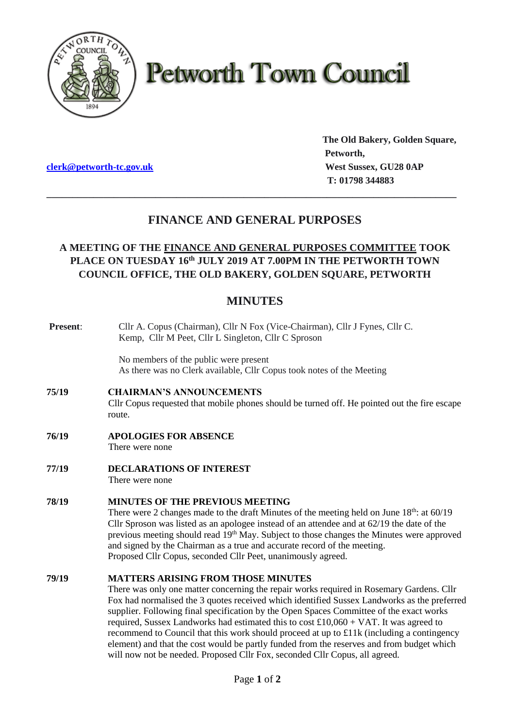# Petworth Town Council

[clerk@petworth-tc.gov.uk](mailto:clerk@petworth-tc.gov.uk)

**The Old Bakery, Golden Square,**
**Petworth,**
**West Sussex, GU28 0AP**
**T: 01798 344883**

---

## FINANCE AND GENERAL PURPOSES

### A MEETING OF THE FINANCE AND GENERAL PURPOSES COMMITTEE TOOK PLACE ON TUESDAY 16th JULY 2019 AT 7.00PM IN THE PETWORTH TOWN COUNCIL OFFICE, THE OLD BAKERY, GOLDEN SQUARE, PETWORTH

## MINUTES

**Present**: Cllr A. Copus (Chairman), Cllr N Fox (Vice-Chairman), Cllr J Fynes, Cllr C. Kemp, Cllr M Peet, Cllr L Singleton, Cllr C Sproson

No members of the public were present
As there was no Clerk available, Cllr Copus took notes of the Meeting

**75/19 CHAIRMAN'S ANNOUNCEMENTS**
Cllr Copus requested that mobile phones should be turned off. He pointed out the fire escape route.

**76/19 APOLOGIES FOR ABSENCE**
There were none

**77/19 DECLARATIONS OF INTEREST**
There were none

**78/19 MINUTES OF THE PREVIOUS MEETING**
There were 2 changes made to the draft Minutes of the meeting held on June 18th: at 60/19 Cllr Sproson was listed as an apologee instead of an attendee and at 62/19 the date of the previous meeting should read 19th May. Subject to those changes the Minutes were approved and signed by the Chairman as a true and accurate record of the meeting.
Proposed Cllr Copus, seconded Cllr Peet, unanimously agreed.

**79/19 MATTERS ARISING FROM THOSE MINUTES**
There was only one matter concerning the repair works required in Rosemary Gardens. Cllr Fox had normalised the 3 quotes received which identified Sussex Landworks as the preferred supplier. Following final specification by the Open Spaces Committee of the exact works required, Sussex Landworks had estimated this to cost £10,060 + VAT. It was agreed to recommend to Council that this work should proceed at up to £11k (including a contingency element) and that the cost would be partly funded from the reserves and from budget which will now not be needed. Proposed Cllr Fox, seconded Cllr Copus, all agreed.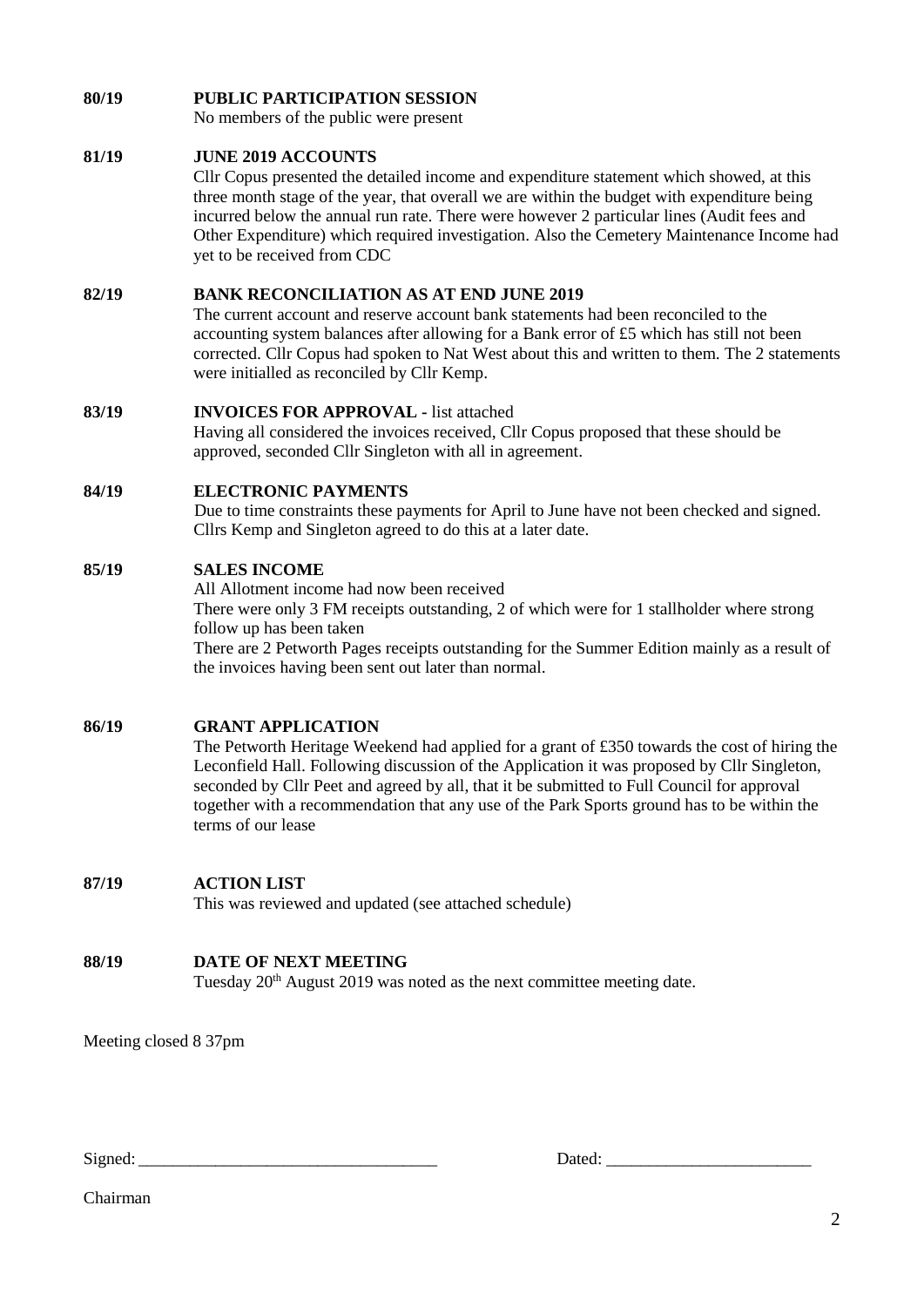**80/19 PUBLIC PARTICIPATION SESSION**

No members of the public were present

**81/19 JUNE 2019 ACCOUNTS**

Cllr Copus presented the detailed income and expenditure statement which showed, at this three month stage of the year, that overall we are within the budget with expenditure being incurred below the annual run rate. There were however 2 particular lines (Audit fees and Other Expenditure) which required investigation. Also the Cemetery Maintenance Income had yet to be received from CDC

**82/19 BANK RECONCILIATION AS AT END JUNE 2019**

The current account and reserve account bank statements had been reconciled to the accounting system balances after allowing for a Bank error of £5 which has still not been corrected. Cllr Copus had spoken to Nat West about this and written to them. The 2 statements were initialled as reconciled by Cllr Kemp.

**83/19 INVOICES FOR APPROVAL** - list attached

Having all considered the invoices received, Cllr Copus proposed that these should be approved, seconded Cllr Singleton with all in agreement.

**84/19 ELECTRONIC PAYMENTS**

Due to time constraints these payments for April to June have not been checked and signed. Cllrs Kemp and Singleton agreed to do this at a later date.

**85/19 SALES INCOME**

All Allotment income had now been received

There were only 3 FM receipts outstanding, 2 of which were for 1 stallholder where strong follow up has been taken

There are 2 Petworth Pages receipts outstanding for the Summer Edition mainly as a result of the invoices having been sent out later than normal.

**86/19 GRANT APPLICATION**

The Petworth Heritage Weekend had applied for a grant of £350 towards the cost of hiring the Leconfield Hall. Following discussion of the Application it was proposed by Cllr Singleton, seconded by Cllr Peet and agreed by all, that it be submitted to Full Council for approval together with a recommendation that any use of the Park Sports ground has to be within the terms of our lease

**87/19 ACTION LIST**

This was reviewed and updated (see attached schedule)

**88/19 DATE OF NEXT MEETING**

Tuesday 20th August 2019 was noted as the next committee meeting date.

Meeting closed 8 37pm

Signed: ___________________________________ Dated: ________________________

Chairman